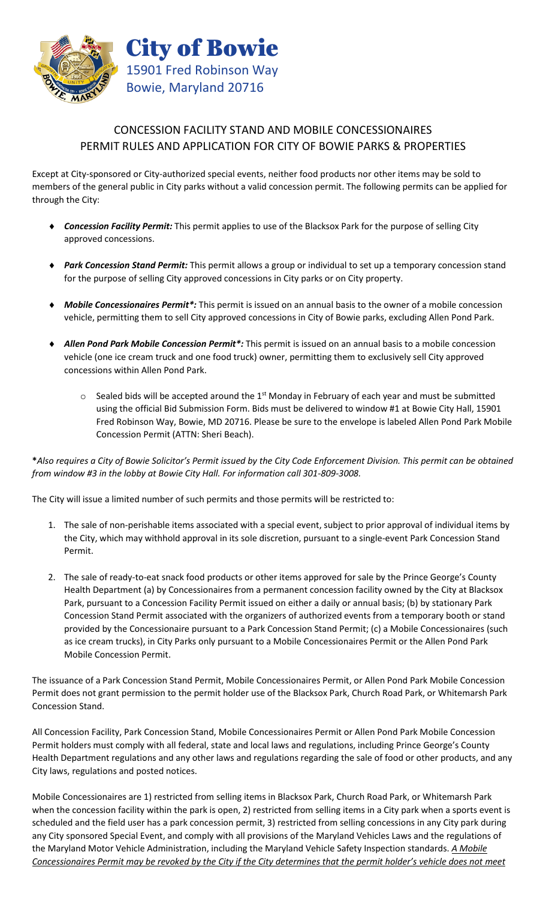# City of Bowie

15901 Fred Robinson Way
Bowie, Maryland 20716

## CONCESSION FACILITY STAND AND MOBILE CONCESSIONAIRES PERMIT RULES AND APPLICATION FOR CITY OF BOWIE PARKS & PROPERTIES

Except at City-sponsored or City-authorized special events, neither food products nor other items may be sold to members of the general public in City parks without a valid concession permit. The following permits can be applied for through the City:

- ***Concession Facility Permit:*** This permit applies to use of the Blacksox Park for the purpose of selling City approved concessions.
- ***Park Concession Stand Permit:*** This permit allows a group or individual to set up a temporary concession stand for the purpose of selling City approved concessions in City parks or on City property.
- ***Mobile Concessionaires Permit*:*** This permit is issued on an annual basis to the owner of a mobile concession vehicle, permitting them to sell City approved concessions in City of Bowie parks, excluding Allen Pond Park.
- ***Allen Pond Park Mobile Concession Permit*:*** This permit is issued on an annual basis to a mobile concession vehicle (one ice cream truck and one food truck) owner, permitting them to exclusively sell City approved concessions within Allen Pond Park.
  - Sealed bids will be accepted around the 1st Monday in February of each year and must be submitted using the official Bid Submission Form. Bids must be delivered to window #1 at Bowie City Hall, 15901 Fred Robinson Way, Bowie, MD 20716. Please be sure to the envelope is labeled Allen Pond Park Mobile Concession Permit (ATTN: Sheri Beach).

***Also requires a City of Bowie Solicitor's Permit issued by the City Code Enforcement Division. This permit can be obtained from window #3 in the lobby at Bowie City Hall. For information call 301-809-3008.***

The City will issue a limited number of such permits and those permits will be restricted to:

1. The sale of non-perishable items associated with a special event, subject to prior approval of individual items by the City, which may withhold approval in its sole discretion, pursuant to a single-event Park Concession Stand Permit.
2. The sale of ready-to-eat snack food products or other items approved for sale by the Prince George's County Health Department (a) by Concessionaires from a permanent concession facility owned by the City at Blacksox Park, pursuant to a Concession Facility Permit issued on either a daily or annual basis; (b) by stationary Park Concession Stand Permit associated with the organizers of authorized events from a temporary booth or stand provided by the Concessionaire pursuant to a Park Concession Stand Permit; (c) a Mobile Concessionaires (such as ice cream trucks), in City Parks only pursuant to a Mobile Concessionaires Permit or the Allen Pond Park Mobile Concession Permit.

The issuance of a Park Concession Stand Permit, Mobile Concessionaires Permit, or Allen Pond Park Mobile Concession Permit does not grant permission to the permit holder use of the Blacksox Park, Church Road Park, or Whitemarsh Park Concession Stand.

All Concession Facility, Park Concession Stand, Mobile Concessionaires Permit or Allen Pond Park Mobile Concession Permit holders must comply with all federal, state and local laws and regulations, including Prince George's County Health Department regulations and any other laws and regulations regarding the sale of food or other products, and any City laws, regulations and posted notices.

Mobile Concessionaires are 1) restricted from selling items in Blacksox Park, Church Road Park, or Whitemarsh Park when the concession facility within the park is open, 2) restricted from selling items in a City park when a sports event is scheduled and the field user has a park concession permit, 3) restricted from selling concessions in any City park during any City sponsored Special Event, and comply with all provisions of the Maryland Vehicles Laws and the regulations of the Maryland Motor Vehicle Administration, including the Maryland Vehicle Safety Inspection standards. *<u>A Mobile Concessionaires Permit may be revoked by the City if the City determines that the permit holder's vehicle does not meet</u>*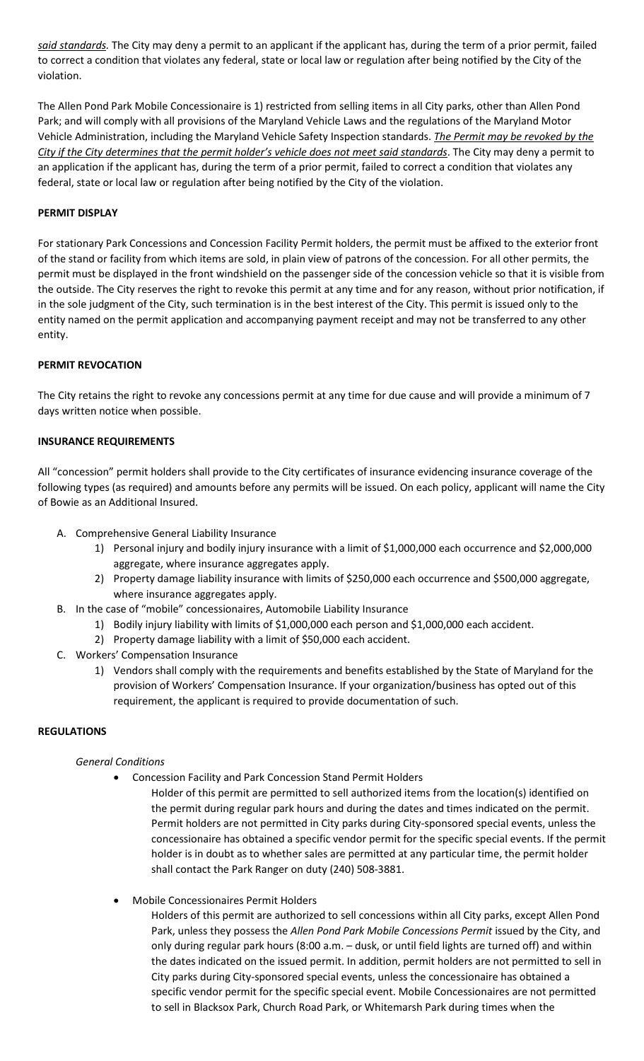*said standards.* The City may deny a permit to an applicant if the applicant has, during the term of a prior permit, failed to correct a condition that violates any federal, state or local law or regulation after being notified by the City of the violation.

The Allen Pond Park Mobile Concessionaire is 1) restricted from selling items in all City parks, other than Allen Pond Park; and will comply with all provisions of the Maryland Vehicle Laws and the regulations of the Maryland Motor Vehicle Administration, including the Maryland Vehicle Safety Inspection standards. ***The Permit may be revoked by the City if the City determines that the permit holder's vehicle does not meet said standards***. The City may deny a permit to an application if the applicant has, during the term of a prior permit, failed to correct a condition that violates any federal, state or local law or regulation after being notified by the City of the violation.

**PERMIT DISPLAY**

For stationary Park Concessions and Concession Facility Permit holders, the permit must be affixed to the exterior front of the stand or facility from which items are sold, in plain view of patrons of the concession. For all other permits, the permit must be displayed in the front windshield on the passenger side of the concession vehicle so that it is visible from the outside. The City reserves the right to revoke this permit at any time and for any reason, without prior notification, if in the sole judgment of the City, such termination is in the best interest of the City. This permit is issued only to the entity named on the permit application and accompanying payment receipt and may not be transferred to any other entity.

**PERMIT REVOCATION**

The City retains the right to revoke any concessions permit at any time for due cause and will provide a minimum of 7 days written notice when possible.

**INSURANCE REQUIREMENTS**

All "concession" permit holders shall provide to the City certificates of insurance evidencing insurance coverage of the following types (as required) and amounts before any permits will be issued. On each policy, applicant will name the City of Bowie as an Additional Insured.

A. Comprehensive General Liability Insurance
   1) Personal injury and bodily injury insurance with a limit of $1,000,000 each occurrence and $2,000,000 aggregate, where insurance aggregates apply.
   2) Property damage liability insurance with limits of $250,000 each occurrence and $500,000 aggregate, where insurance aggregates apply.
B. In the case of "mobile" concessionaires, Automobile Liability Insurance
   1) Bodily injury liability with limits of $1,000,000 each person and $1,000,000 each accident.
   2) Property damage liability with a limit of $50,000 each accident.
C. Workers' Compensation Insurance
   1) Vendors shall comply with the requirements and benefits established by the State of Maryland for the provision of Workers' Compensation Insurance. If your organization/business has opted out of this requirement, the applicant is required to provide documentation of such.

**REGULATIONS**

*General Conditions*

- Concession Facility and Park Concession Stand Permit Holders

  Holder of this permit are permitted to sell authorized items from the location(s) identified on the permit during regular park hours and during the dates and times indicated on the permit. Permit holders are not permitted in City parks during City-sponsored special events, unless the concessionaire has obtained a specific vendor permit for the specific special events. If the permit holder is in doubt as to whether sales are permitted at any particular time, the permit holder shall contact the Park Ranger on duty (240) 508-3881.

- Mobile Concessionaires Permit Holders

  Holders of this permit are authorized to sell concessions within all City parks, except Allen Pond Park, unless they possess the *Allen Pond Park Mobile Concessions Permit* issued by the City, and only during regular park hours (8:00 a.m. – dusk, or until field lights are turned off) and within the dates indicated on the issued permit. In addition, permit holders are not permitted to sell in City parks during City-sponsored special events, unless the concessionaire has obtained a specific vendor permit for the specific special event. Mobile Concessionaires are not permitted to sell in Blacksox Park, Church Road Park, or Whitemarsh Park during times when the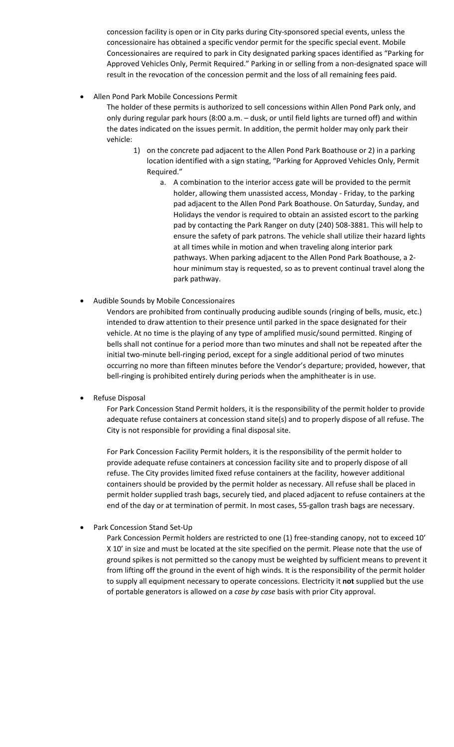concession facility is open or in City parks during City-sponsored special events, unless the concessionaire has obtained a specific vendor permit for the specific special event. Mobile Concessionaires are required to park in City designated parking spaces identified as "Parking for Approved Vehicles Only, Permit Required." Parking in or selling from a non-designated space will result in the revocation of the concession permit and the loss of all remaining fees paid.

- Allen Pond Park Mobile Concessions Permit

  The holder of these permits is authorized to sell concessions within Allen Pond Park only, and only during regular park hours (8:00 a.m. – dusk, or until field lights are turned off) and within the dates indicated on the issues permit. In addition, the permit holder may only park their vehicle:

  1) on the concrete pad adjacent to the Allen Pond Park Boathouse or 2) in a parking location identified with a sign stating, "Parking for Approved Vehicles Only, Permit Required."
     a. A combination to the interior access gate will be provided to the permit holder, allowing them unassisted access, Monday - Friday, to the parking pad adjacent to the Allen Pond Park Boathouse. On Saturday, Sunday, and Holidays the vendor is required to obtain an assisted escort to the parking pad by contacting the Park Ranger on duty (240) 508-3881. This will help to ensure the safety of park patrons. The vehicle shall utilize their hazard lights at all times while in motion and when traveling along interior park pathways. When parking adjacent to the Allen Pond Park Boathouse, a 2-hour minimum stay is requested, so as to prevent continual travel along the park pathway.

- Audible Sounds by Mobile Concessionaires

  Vendors are prohibited from continually producing audible sounds (ringing of bells, music, etc.) intended to draw attention to their presence until parked in the space designated for their vehicle. At no time is the playing of any type of amplified music/sound permitted. Ringing of bells shall not continue for a period more than two minutes and shall not be repeated after the initial two-minute bell-ringing period, except for a single additional period of two minutes occurring no more than fifteen minutes before the Vendor's departure; provided, however, that bell-ringing is prohibited entirely during periods when the amphitheater is in use.

- Refuse Disposal

  For Park Concession Stand Permit holders, it is the responsibility of the permit holder to provide adequate refuse containers at concession stand site(s) and to properly dispose of all refuse. The City is not responsible for providing a final disposal site.

  For Park Concession Facility Permit holders, it is the responsibility of the permit holder to provide adequate refuse containers at concession facility site and to properly dispose of all refuse. The City provides limited fixed refuse containers at the facility, however additional containers should be provided by the permit holder as necessary. All refuse shall be placed in permit holder supplied trash bags, securely tied, and placed adjacent to refuse containers at the end of the day or at termination of permit. In most cases, 55-gallon trash bags are necessary.

- Park Concession Stand Set-Up

  Park Concession Permit holders are restricted to one (1) free-standing canopy, not to exceed 10' X 10' in size and must be located at the site specified on the permit. Please note that the use of ground spikes is not permitted so the canopy must be weighted by sufficient means to prevent it from lifting off the ground in the event of high winds. It is the responsibility of the permit holder to supply all equipment necessary to operate concessions. Electricity it **not** supplied but the use of portable generators is allowed on a *case by case* basis with prior City approval.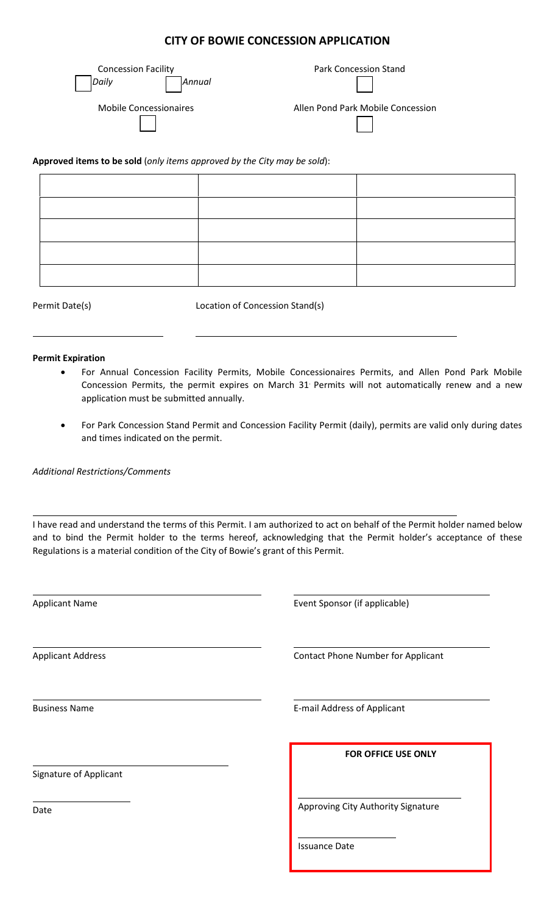# CITY OF BOWIE CONCESSION APPLICATION

Concession Facility
☐ *Daily* ☐ *Annual*

Park Concession Stand
☐

Mobile Concessionaires
☐

Allen Pond Park Mobile Concession
☐

**Approved items to be sold** (*only items approved by the City may be sold*):

| | | |
|---|---|---|
| | | |
| | | |
| | | |
| | | |
| | | |

Permit Date(s) ______________________

Location of Concession Stand(s) ______________________

**Permit Expiration**

- For Annual Concession Facility Permits, Mobile Concessionaires Permits, and Allen Pond Park Mobile Concession Permits, the permit expires on March 31. Permits will not automatically renew and a new application must be submitted annually.
- For Park Concession Stand Permit and Concession Facility Permit (daily), permits are valid only during dates and times indicated on the permit.

*Additional Restrictions/Comments*

______________________

I have read and understand the terms of this Permit. I am authorized to act on behalf of the Permit holder named below and to bind the Permit holder to the terms hereof, acknowledging that the Permit holder's acceptance of these Regulations is a material condition of the City of Bowie's grant of this Permit.

______________________
Applicant Name

______________________
Event Sponsor (if applicable)

______________________
Applicant Address

______________________
Contact Phone Number for Applicant

______________________
Business Name

______________________
E-mail Address of Applicant

______________________
Signature of Applicant

______________________
Date

**FOR OFFICE USE ONLY**

______________________
Approving City Authority Signature

______________________
Issuance Date